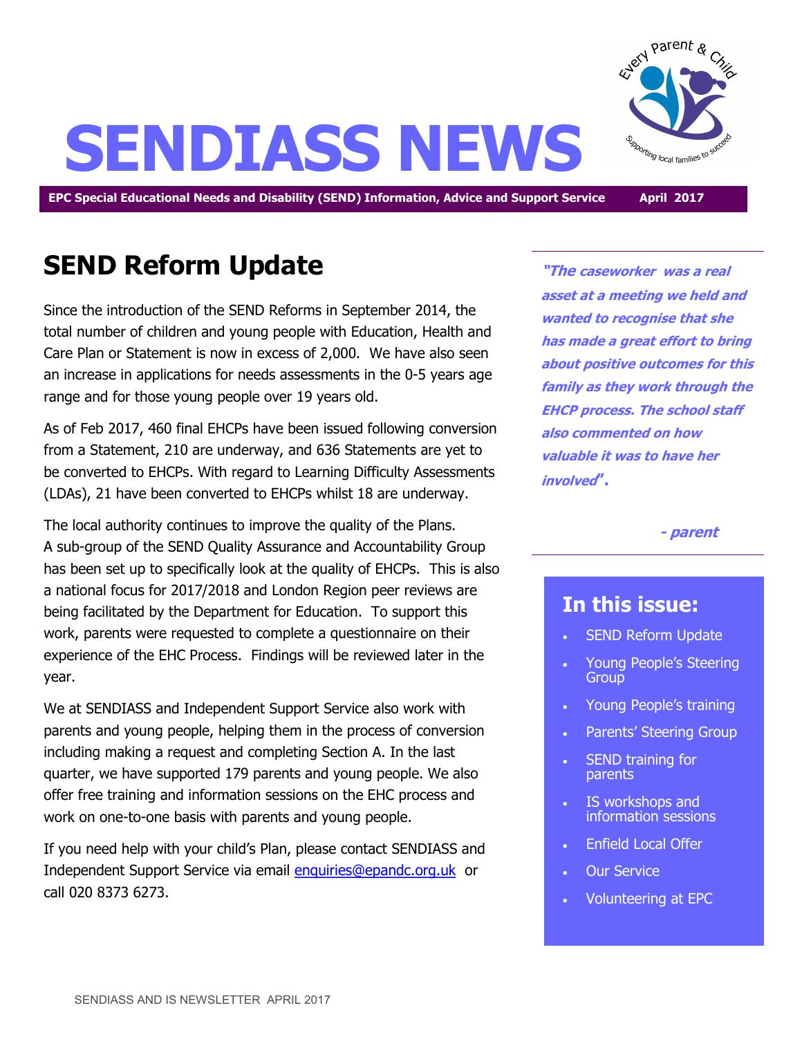// SENDIASS NEWS

**EPC Special Educational Needs and Disability (SEND) Information, Advice and Support Service April 2017**

## SEND Reform Update

Since the introduction of the SEND Reforms in September 2014, the total number of children and young people with Education, Health and Care Plan or Statement is now in excess of 2,000. We have also seen an increase in applications for needs assessments in the 0-5 years age range and for those young people over 19 years old.

As of Feb 2017, 460 final EHCPs have been issued following conversion from a Statement, 210 are underway, and 636 Statements are yet to be converted to EHCPs. With regard to Learning Difficulty Assessments (LDAs), 21 have been converted to EHCPs whilst 18 are underway.

The local authority continues to improve the quality of the Plans. A sub-group of the SEND Quality Assurance and Accountability Group has been set up to specifically look at the quality of EHCPs. This is also a national focus for 2017/2018 and London Region peer reviews are being facilitated by the Department for Education. To support this work, parents were requested to complete a questionnaire on their experience of the EHC Process. Findings will be reviewed later in the year.

We at SENDIASS and Independent Support Service also work with parents and young people, helping them in the process of conversion including making a request and completing Section A. In the last quarter, we have supported 179 parents and young people. We also offer free training and information sessions on the EHC process and work on one-to-one basis with parents and young people.

If you need help with your child's Plan, please contact SENDIASS and Independent Support Service via email enquiries@epandc.org.uk or call 020 8373 6273.

***"The caseworker was a real asset at a meeting we held and wanted to recognise that she has made a great effort to bring about positive outcomes for this family as they work through the EHCP process. The school staff also commented on how valuable it was to have her involved".***

***- parent***

### In this issue:

- SEND Reform Update
- Young People's Steering Group
- Young People's training
- Parents' Steering Group
- SEND training for parents
- IS workshops and information sessions
- Enfield Local Offer
- Our Service
- Volunteering at EPC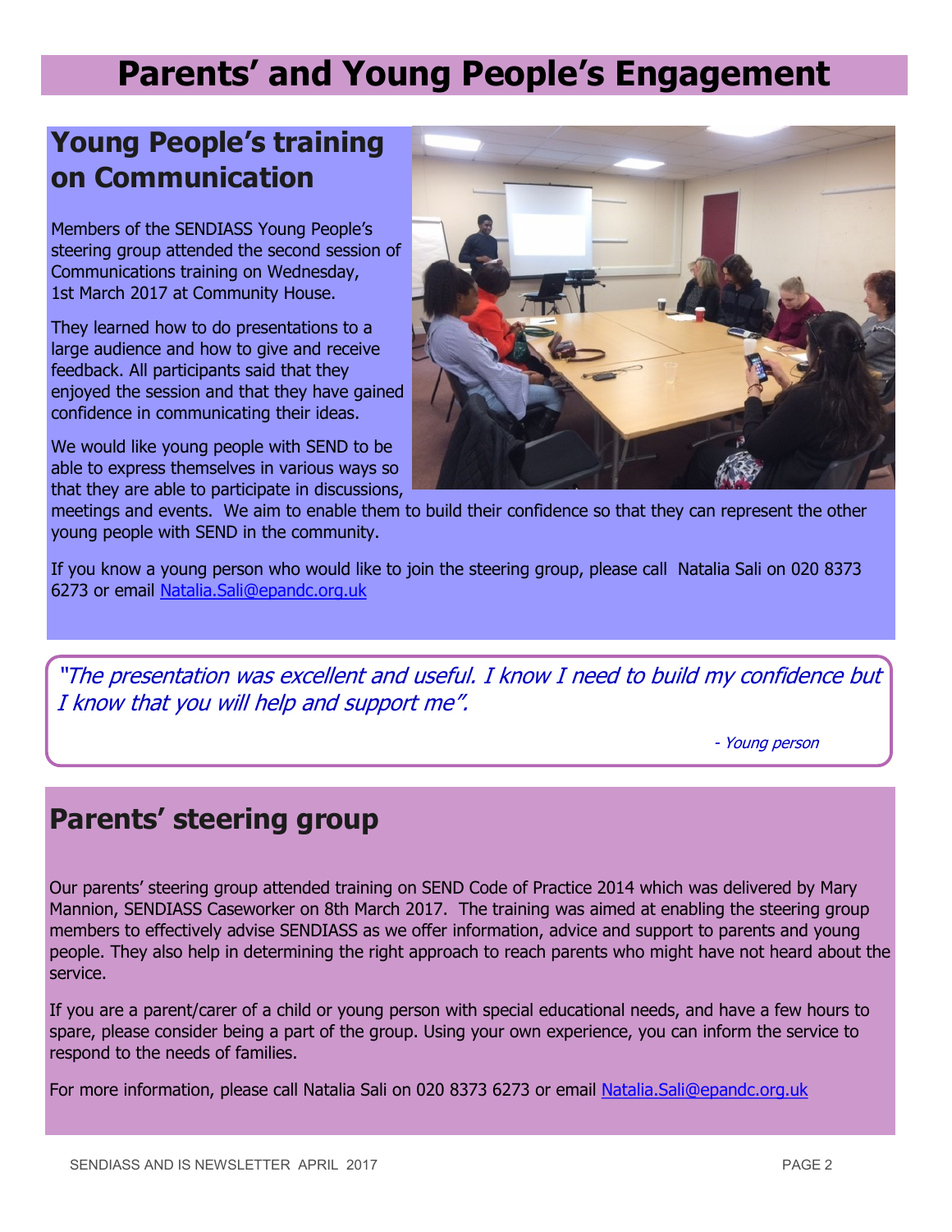# Parents' and Young People's Engagement

## Young People's training on Communication

Members of the SENDIASS Young People's steering group attended the second session of Communications training on Wednesday, 1st March 2017 at Community House.

They learned how to do presentations to a large audience and how to give and receive feedback. All participants said that they enjoyed the session and that they have gained confidence in communicating their ideas.

We would like young people with SEND to be able to express themselves in various ways so that they are able to participate in discussions, meetings and events. We aim to enable them to build their confidence so that they can represent the other young people with SEND in the community.

If you know a young person who would like to join the steering group, please call Natalia Sali on 020 8373 6273 or email Natalia.Sali@epandc.org.uk

*"The presentation was excellent and useful. I know I need to build my confidence but I know that you will help and support me".*

*- Young person*

## Parents' steering group

Our parents' steering group attended training on SEND Code of Practice 2014 which was delivered by Mary Mannion, SENDIASS Caseworker on 8th March 2017. The training was aimed at enabling the steering group members to effectively advise SENDIASS as we offer information, advice and support to parents and young people. They also help in determining the right approach to reach parents who might have not heard about the service.

If you are a parent/carer of a child or young person with special educational needs, and have a few hours to spare, please consider being a part of the group. Using your own experience, you can inform the service to respond to the needs of families.

For more information, please call Natalia Sali on 020 8373 6273 or email Natalia.Sali@epandc.org.uk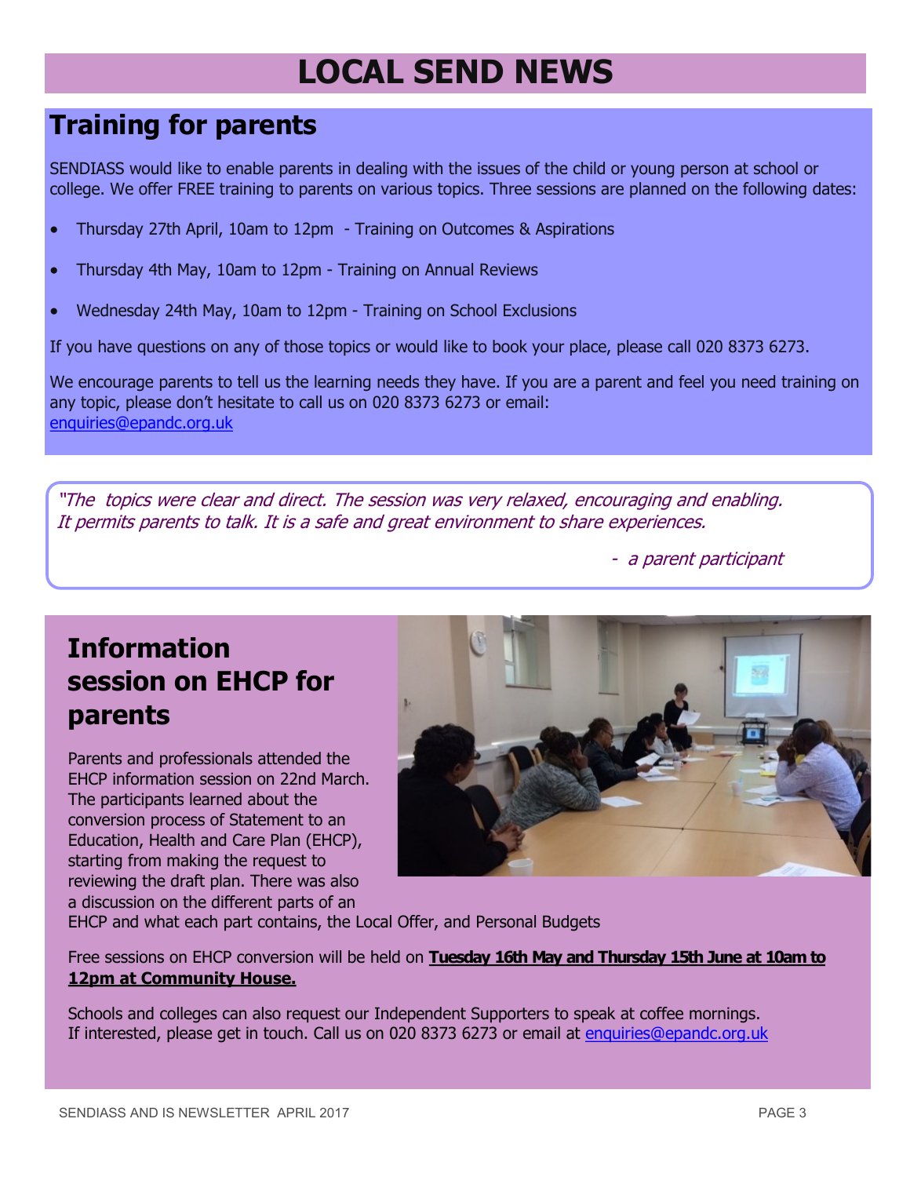# LOCAL SEND NEWS

## Training for parents

SENDIASS would like to enable parents in dealing with the issues of the child or young person at school or college. We offer FREE training to parents on various topics. Three sessions are planned on the following dates:

- Thursday 27th April, 10am to 12pm - Training on Outcomes & Aspirations
- Thursday 4th May, 10am to 12pm - Training on Annual Reviews
- Wednesday 24th May, 10am to 12pm - Training on School Exclusions

If you have questions on any of those topics or would like to book your place, please call 020 8373 6273.

We encourage parents to tell us the learning needs they have. If you are a parent and feel you need training on any topic, please don't hesitate to call us on 020 8373 6273 or email: enquiries@epandc.org.uk

*"The topics were clear and direct. The session was very relaxed, encouraging and enabling. It permits parents to talk. It is a safe and great environment to share experiences.*

*- a parent participant*

## Information session on EHCP for parents

Parents and professionals attended the EHCP information session on 22nd March. The participants learned about the conversion process of Statement to an Education, Health and Care Plan (EHCP), starting from making the request to reviewing the draft plan. There was also a discussion on the different parts of an EHCP and what each part contains, the Local Offer, and Personal Budgets

Free sessions on EHCP conversion will be held on **Tuesday 16th May and Thursday 15th June at 10am to 12pm at Community House.**

Schools and colleges can also request our Independent Supporters to speak at coffee mornings. If interested, please get in touch. Call us on 020 8373 6273 or email at enquiries@epandc.org.uk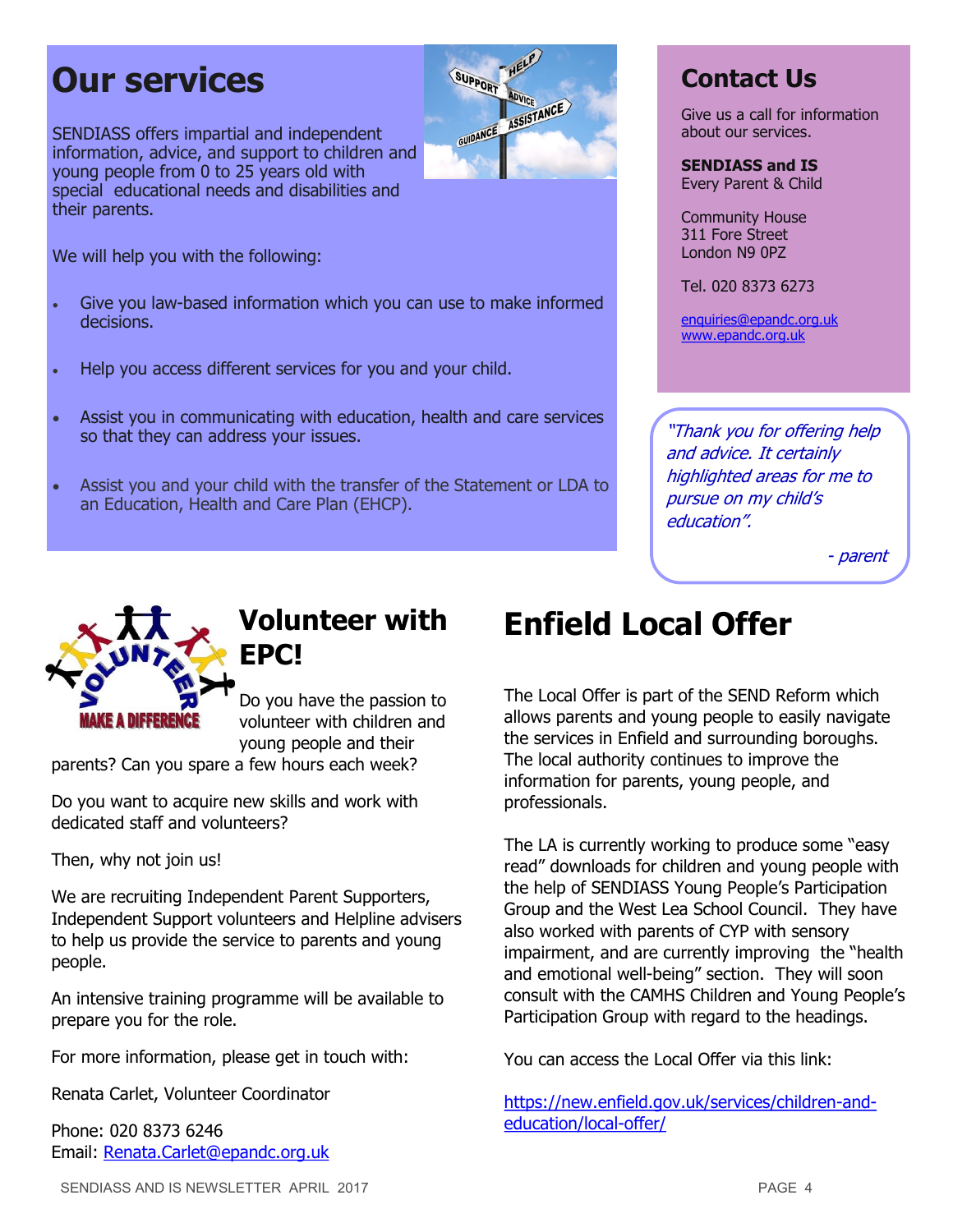# Our services

SENDIASS offers impartial and independent information, advice, and support to children and young people from 0 to 25 years old with special educational needs and disabilities and their parents.

We will help you with the following:

- Give you law-based information which you can use to make informed decisions.
- Help you access different services for you and your child.
- Assist you in communicating with education, health and care services so that they can address your issues.
- Assist you and your child with the transfer of the Statement or LDA to an Education, Health and Care Plan (EHCP).

## Contact Us

Give us a call for information about our services.

**SENDIASS and IS**
Every Parent & Child

Community House
311 Fore Street
London N9 0PZ

Tel. 020 8373 6273

enquiries@epandc.org.uk
www.epandc.org.uk

*"Thank you for offering help and advice. It certainly highlighted areas for me to pursue on my child's education".*

*- parent*

## Volunteer with EPC!

Do you have the passion to volunteer with children and young people and their parents? Can you spare a few hours each week?

Do you want to acquire new skills and work with dedicated staff and volunteers?

Then, why not join us!

We are recruiting Independent Parent Supporters, Independent Support volunteers and Helpline advisers to help us provide the service to parents and young people.

An intensive training programme will be available to prepare you for the role.

For more information, please get in touch with:

Renata Carlet, Volunteer Coordinator

Phone: 020 8373 6246
Email: Renata.Carlet@epandc.org.uk

# Enfield Local Offer

The Local Offer is part of the SEND Reform which allows parents and young people to easily navigate the services in Enfield and surrounding boroughs. The local authority continues to improve the information for parents, young people, and professionals.

The LA is currently working to produce some "easy read" downloads for children and young people with the help of SENDIASS Young People's Participation Group and the West Lea School Council. They have also worked with parents of CYP with sensory impairment, and are currently improving the "health and emotional well-being" section. They will soon consult with the CAMHS Children and Young People's Participation Group with regard to the headings.

You can access the Local Offer via this link:

https://new.enfield.gov.uk/services/children-and-education/local-offer/